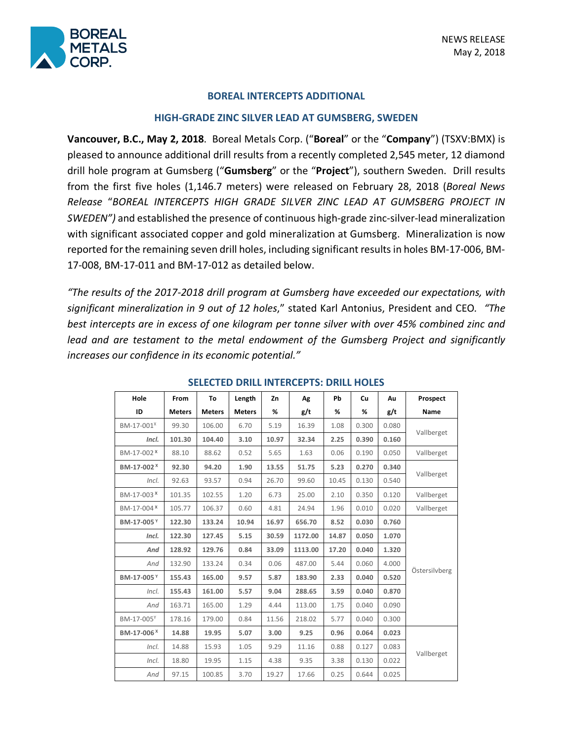BOREAL METALS CORP.

NEWS RELEASE
May 2, 2018

## BOREAL INTERCEPTS ADDITIONAL

## HIGH-GRADE ZINC SILVER LEAD AT GUMSBERG, SWEDEN

**Vancouver, B.C., May 2, 2018**. Boreal Metals Corp. ("**Boreal**" or the "**Company**") (TSXV:BMX) is pleased to announce additional drill results from a recently completed 2,545 meter, 12 diamond drill hole program at Gumsberg ("**Gumsberg**" or the "**Project**"), southern Sweden. Drill results from the first five holes (1,146.7 meters) were released on February 28, 2018 (*Boreal News Release "BOREAL INTERCEPTS HIGH GRADE SILVER ZINC LEAD AT GUMSBERG PROJECT IN SWEDEN")* and established the presence of continuous high-grade zinc-silver-lead mineralization with significant associated copper and gold mineralization at Gumsberg. Mineralization is now reported for the remaining seven drill holes, including significant results in holes BM-17-006, BM-17-008, BM-17-011 and BM-17-012 as detailed below.

*"The results of the 2017-2018 drill program at Gumsberg have exceeded our expectations, with significant mineralization in 9 out of 12 holes*," stated Karl Antonius, President and CEO. *"The best intercepts are in excess of one kilogram per tonne silver with over 45% combined zinc and lead and are testament to the metal endowment of the Gumsberg Project and significantly increases our confidence in its economic potential."*

### SELECTED DRILL INTERCEPTS: DRILL HOLES

| Hole ID | From Meters | To Meters | Length Meters | Zn % | Ag g/t | Pb % | Cu % | Au g/t | Prospect Name |
|---|---|---|---|---|---|---|---|---|---|
| BM-17-001[X] | 99.30 | 106.00 | 6.70 | 5.19 | 16.39 | 1.08 | 0.300 | 0.080 | Vallberget |
| ***Incl.*** | **101.30** | **104.40** | **3.10** | **10.97** | **32.34** | **2.25** | **0.390** | **0.160** | |
| BM-17-002[X] | 88.10 | 88.62 | 0.52 | 5.65 | 1.63 | 0.06 | 0.190 | 0.050 | Vallberget |
| **BM-17-002[X]** | **92.30** | **94.20** | **1.90** | **13.55** | **51.75** | **5.23** | **0.270** | **0.340** | Vallberget |
| *Incl.* | 92.63 | 93.57 | 0.94 | 26.70 | 99.60 | 10.45 | 0.130 | 0.540 | |
| BM-17-003[X] | 101.35 | 102.55 | 1.20 | 6.73 | 25.00 | 2.10 | 0.350 | 0.120 | Vallberget |
| BM-17-004[X] | 105.77 | 106.37 | 0.60 | 4.81 | 24.94 | 1.96 | 0.010 | 0.020 | Vallberget |
| **BM-17-005[Y]** | **122.30** | **133.24** | **10.94** | **16.97** | **656.70** | **8.52** | **0.030** | **0.760** | Östersilvberg |
| ***Incl.*** | **122.30** | **127.45** | **5.15** | **30.59** | **1172.00** | **14.87** | **0.050** | **1.070** | |
| ***And*** | **128.92** | **129.76** | **0.84** | **33.09** | **1113.00** | **17.20** | **0.040** | **1.320** | |
| *And* | 132.90 | 133.24 | 0.34 | 0.06 | 487.00 | 5.44 | 0.060 | 4.000 | |
| **BM-17-005[Y]** | **155.43** | **165.00** | **9.57** | **5.87** | **183.90** | **2.33** | **0.040** | **0.520** | |
| *Incl.* | **155.43** | **161.00** | **5.57** | **9.04** | **288.65** | **3.59** | **0.040** | **0.870** | |
| *And* | 163.71 | 165.00 | 1.29 | 4.44 | 113.00 | 1.75 | 0.040 | 0.090 | |
| BM-17-005[Y] | 178.16 | 179.00 | 0.84 | 11.56 | 218.02 | 5.77 | 0.040 | 0.300 | |
| **BM-17-006[X]** | **14.88** | **19.95** | **5.07** | **3.00** | **9.25** | **0.96** | **0.064** | **0.023** | Vallberget |
| *Incl.* | 14.88 | 15.93 | 1.05 | 9.29 | 11.16 | 0.88 | 0.127 | 0.083 | |
| *Incl.* | 18.80 | 19.95 | 1.15 | 4.38 | 9.35 | 3.38 | 0.130 | 0.022 | |
| *And* | 97.15 | 100.85 | 3.70 | 19.27 | 17.66 | 0.25 | 0.644 | 0.025 | |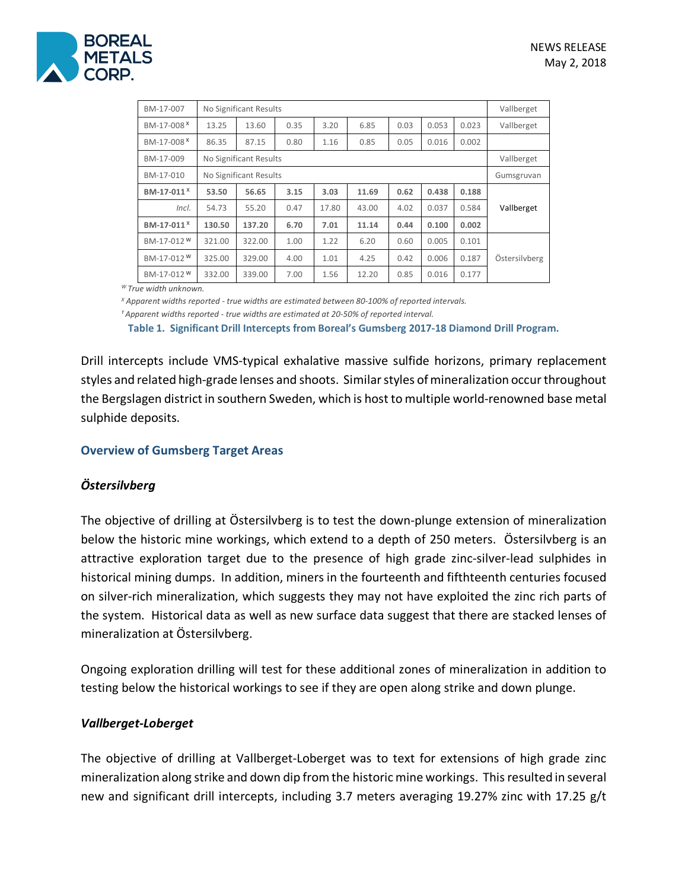| BM-17-007 | No Significant Results | | | | | | | | Vallberget |
|---|---|---|---|---|---|---|---|---|---|
| BM-17-008 [X] | 13.25 | 13.60 | 0.35 | 3.20 | 6.85 | 0.03 | 0.053 | 0.023 | Vallberget |
| BM-17-008 [X] | 86.35 | 87.15 | 0.80 | 1.16 | 0.85 | 0.05 | 0.016 | 0.002 | |
| BM-17-009 | No Significant Results | | | | | | | | Vallberget |
| BM-17-010 | No Significant Results | | | | | | | | Gumsgruvan |
| **BM-17-011 [X]** | **53.50** | **56.65** | **3.15** | **3.03** | **11.69** | **0.62** | **0.438** | **0.188** | Vallberget |
| *Incl.* | 54.73 | 55.20 | 0.47 | 17.80 | 43.00 | 4.02 | 0.037 | 0.584 | |
| **BM-17-011 [X]** | **130.50** | **137.20** | **6.70** | **7.01** | **11.14** | **0.44** | **0.100** | **0.002** | |
| BM-17-012 [W] | 321.00 | 322.00 | 1.00 | 1.22 | 6.20 | 0.60 | 0.005 | 0.101 | Östersilvberg |
| BM-17-012 [W] | 325.00 | 329.00 | 4.00 | 1.01 | 4.25 | 0.42 | 0.006 | 0.187 | |
| BM-17-012 [W] | 332.00 | 339.00 | 7.00 | 1.56 | 12.20 | 0.85 | 0.016 | 0.177 | |

[W] *True width unknown.*

[X] *Apparent widths reported - true widths are estimated between 80-100% of reported intervals.*

[Y] *Apparent widths reported - true widths are estimated at 20-50% of reported interval.*

**Table 1. Significant Drill Intercepts from Boreal's Gumsberg 2017-18 Diamond Drill Program.**

Drill intercepts include VMS-typical exhalative massive sulfide horizons, primary replacement styles and related high-grade lenses and shoots. Similar styles of mineralization occur throughout the Bergslagen district in southern Sweden, which is host to multiple world-renowned base metal sulphide deposits.

## Overview of Gumsberg Target Areas

### *Östersilvberg*

The objective of drilling at Östersilvberg is to test the down-plunge extension of mineralization below the historic mine workings, which extend to a depth of 250 meters. Östersilvberg is an attractive exploration target due to the presence of high grade zinc-silver-lead sulphides in historical mining dumps. In addition, miners in the fourteenth and fifthteenth centuries focused on silver-rich mineralization, which suggests they may not have exploited the zinc rich parts of the system. Historical data as well as new surface data suggest that there are stacked lenses of mineralization at Östersilvberg.

Ongoing exploration drilling will test for these additional zones of mineralization in addition to testing below the historical workings to see if they are open along strike and down plunge.

### *Vallberget-Loberget*

The objective of drilling at Vallberget-Loberget was to text for extensions of high grade zinc mineralization along strike and down dip from the historic mine workings. This resulted in several new and significant drill intercepts, including 3.7 meters averaging 19.27% zinc with 17.25 g/t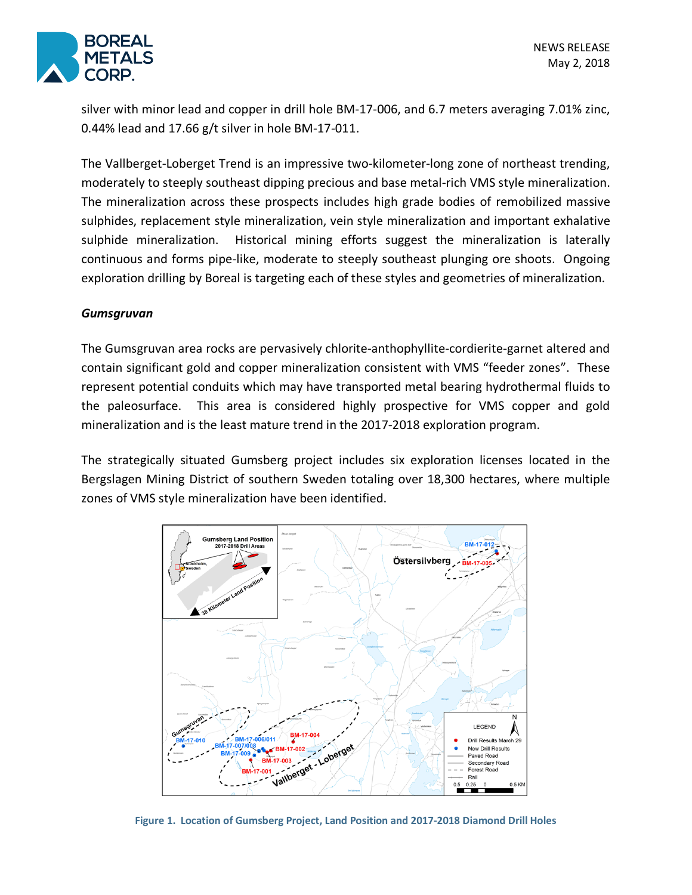silver with minor lead and copper in drill hole BM-17-006, and 6.7 meters averaging 7.01% zinc, 0.44% lead and 17.66 g/t silver in hole BM-17-011.

The Vallberget-Loberget Trend is an impressive two-kilometer-long zone of northeast trending, moderately to steeply southeast dipping precious and base metal-rich VMS style mineralization. The mineralization across these prospects includes high grade bodies of remobilized massive sulphides, replacement style mineralization, vein style mineralization and important exhalative sulphide mineralization. Historical mining efforts suggest the mineralization is laterally continuous and forms pipe-like, moderate to steeply southeast plunging ore shoots. Ongoing exploration drilling by Boreal is targeting each of these styles and geometries of mineralization.

***Gumsgruvan***

The Gumsgruvan area rocks are pervasively chlorite-anthophyllite-cordierite-garnet altered and contain significant gold and copper mineralization consistent with VMS "feeder zones". These represent potential conduits which may have transported metal bearing hydrothermal fluids to the paleosurface. This area is considered highly prospective for VMS copper and gold mineralization and is the least mature trend in the 2017-2018 exploration program.

The strategically situated Gumsberg project includes six exploration licenses located in the Bergslagen Mining District of southern Sweden totaling over 18,300 hectares, where multiple zones of VMS style mineralization have been identified.

**Figure 1. Location of Gumsberg Project, Land Position and 2017-2018 Diamond Drill Holes**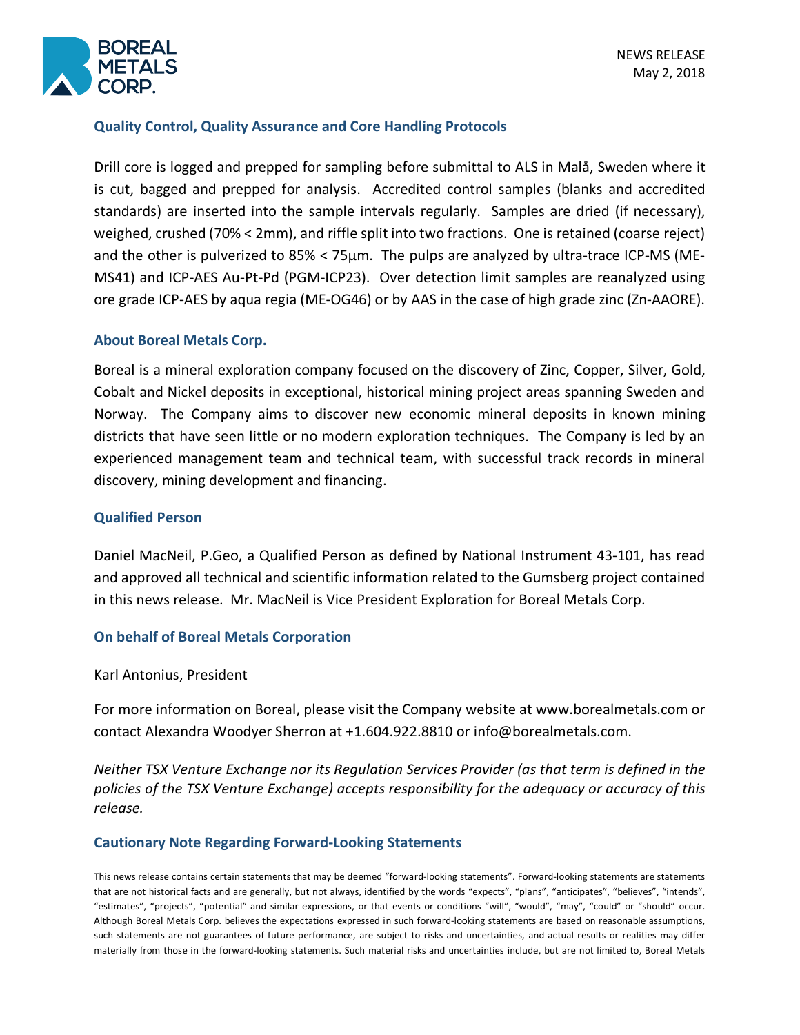## Quality Control, Quality Assurance and Core Handling Protocols

Drill core is logged and prepped for sampling before submittal to ALS in Malå, Sweden where it is cut, bagged and prepped for analysis. Accredited control samples (blanks and accredited standards) are inserted into the sample intervals regularly. Samples are dried (if necessary), weighed, crushed (70% < 2mm), and riffle split into two fractions. One is retained (coarse reject) and the other is pulverized to 85% < 75µm. The pulps are analyzed by ultra-trace ICP-MS (ME-MS41) and ICP-AES Au-Pt-Pd (PGM-ICP23). Over detection limit samples are reanalyzed using ore grade ICP-AES by aqua regia (ME-OG46) or by AAS in the case of high grade zinc (Zn-AAORE).

## About Boreal Metals Corp.

Boreal is a mineral exploration company focused on the discovery of Zinc, Copper, Silver, Gold, Cobalt and Nickel deposits in exceptional, historical mining project areas spanning Sweden and Norway. The Company aims to discover new economic mineral deposits in known mining districts that have seen little or no modern exploration techniques. The Company is led by an experienced management team and technical team, with successful track records in mineral discovery, mining development and financing.

## Qualified Person

Daniel MacNeil, P.Geo, a Qualified Person as defined by National Instrument 43-101, has read and approved all technical and scientific information related to the Gumsberg project contained in this news release. Mr. MacNeil is Vice President Exploration for Boreal Metals Corp.

## On behalf of Boreal Metals Corporation

Karl Antonius, President

For more information on Boreal, please visit the Company website at www.borealmetals.com or contact Alexandra Woodyer Sherron at +1.604.922.8810 or info@borealmetals.com.

*Neither TSX Venture Exchange nor its Regulation Services Provider (as that term is defined in the policies of the TSX Venture Exchange) accepts responsibility for the adequacy or accuracy of this release.*

## Cautionary Note Regarding Forward-Looking Statements

This news release contains certain statements that may be deemed "forward-looking statements". Forward-looking statements are statements that are not historical facts and are generally, but not always, identified by the words "expects", "plans", "anticipates", "believes", "intends", "estimates", "projects", "potential" and similar expressions, or that events or conditions "will", "would", "may", "could" or "should" occur. Although Boreal Metals Corp. believes the expectations expressed in such forward-looking statements are based on reasonable assumptions, such statements are not guarantees of future performance, are subject to risks and uncertainties, and actual results or realities may differ materially from those in the forward-looking statements. Such material risks and uncertainties include, but are not limited to, Boreal Metals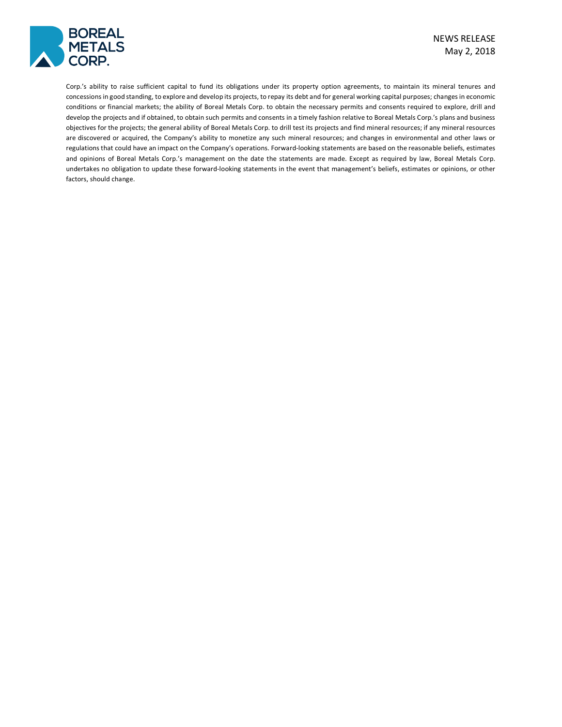Corp.'s ability to raise sufficient capital to fund its obligations under its property option agreements, to maintain its mineral tenures and concessions in good standing, to explore and develop its projects, to repay its debt and for general working capital purposes; changes in economic conditions or financial markets; the ability of Boreal Metals Corp. to obtain the necessary permits and consents required to explore, drill and develop the projects and if obtained, to obtain such permits and consents in a timely fashion relative to Boreal Metals Corp.'s plans and business objectives for the projects; the general ability of Boreal Metals Corp. to drill test its projects and find mineral resources; if any mineral resources are discovered or acquired, the Company's ability to monetize any such mineral resources; and changes in environmental and other laws or regulations that could have an impact on the Company's operations. Forward-looking statements are based on the reasonable beliefs, estimates and opinions of Boreal Metals Corp.'s management on the date the statements are made. Except as required by law, Boreal Metals Corp. undertakes no obligation to update these forward-looking statements in the event that management's beliefs, estimates or opinions, or other factors, should change.